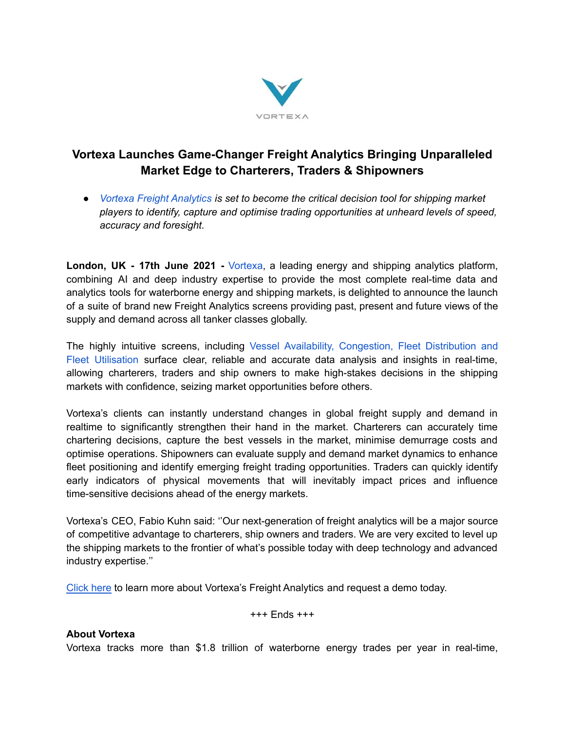VORTEXA

# Vortexa Launches Game-Changer Freight Analytics Bringing Unparalleled Market Edge to Charterers, Traders & Shipowners

- *Vortexa Freight Analytics is set to become the critical decision tool for shipping market players to identify, capture and optimise trading opportunities at unheard levels of speed, accuracy and foresight.*

**London, UK - 17th June 2021 -** Vortexa, a leading energy and shipping analytics platform, combining AI and deep industry expertise to provide the most complete real-time data and analytics tools for waterborne energy and shipping markets, is delighted to announce the launch of a suite of brand new Freight Analytics screens providing past, present and future views of the supply and demand across all tanker classes globally.

The highly intuitive screens, including Vessel Availability, Congestion, Fleet Distribution and Fleet Utilisation surface clear, reliable and accurate data analysis and insights in real-time, allowing charterers, traders and ship owners to make high-stakes decisions in the shipping markets with confidence, seizing market opportunities before others.

Vortexa's clients can instantly understand changes in global freight supply and demand in realtime to significantly strengthen their hand in the market. Charterers can accurately time chartering decisions, capture the best vessels in the market, minimise demurrage costs and optimise operations. Shipowners can evaluate supply and demand market dynamics to enhance fleet positioning and identify emerging freight trading opportunities. Traders can quickly identify early indicators of physical movements that will inevitably impact prices and influence time-sensitive decisions ahead of the energy markets.

Vortexa's CEO, Fabio Kuhn said: ''Our next-generation of freight analytics will be a major source of competitive advantage to charterers, ship owners and traders. We are very excited to level up the shipping markets to the frontier of what's possible today with deep technology and advanced industry expertise.''

Click here to learn more about Vortexa's Freight Analytics and request a demo today.

+++ Ends +++

**About Vortexa**

Vortexa tracks more than $1.8 trillion of waterborne energy trades per year in real-time,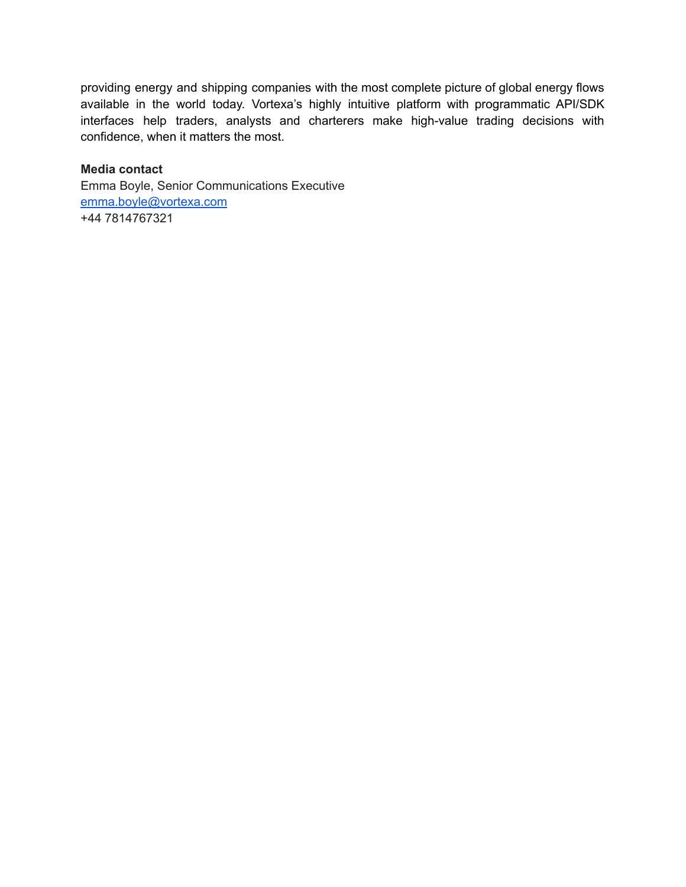providing energy and shipping companies with the most complete picture of global energy flows available in the world today. Vortexa's highly intuitive platform with programmatic API/SDK interfaces help traders, analysts and charterers make high-value trading decisions with confidence, when it matters the most.

**Media contact**
Emma Boyle, Senior Communications Executive
emma.boyle@vortexa.com
+44 7814767321